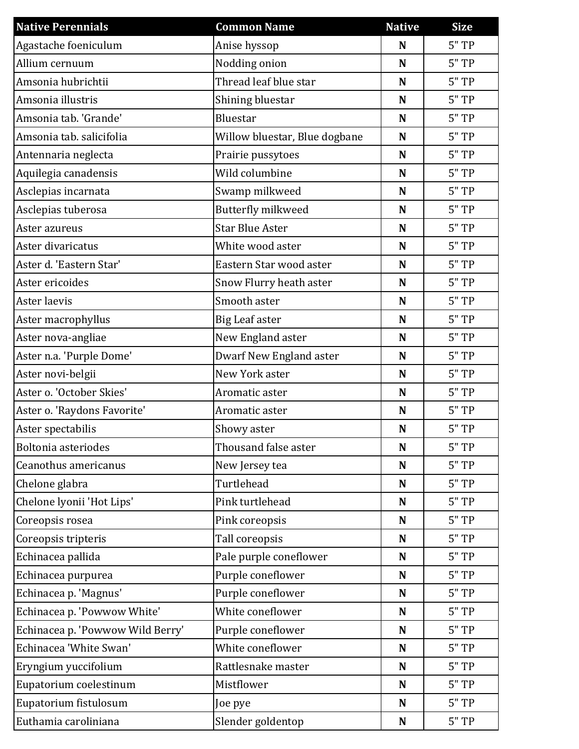| Native Perennials | Common Name | Native | Size |
| --- | --- | --- | --- |
| Agastache foeniculum | Anise hyssop | **N** | 5" TP |
| Allium cernuum | Nodding onion | **N** | 5" TP |
| Amsonia hubrichtii | Thread leaf blue star | **N** | 5" TP |
| Amsonia illustris | Shining bluestar | **N** | 5" TP |
| Amsonia tab. 'Grande' | Bluestar | **N** | 5" TP |
| Amsonia tab. salicifolia | Willow bluestar, Blue dogbane | **N** | 5" TP |
| Antennaria neglecta | Prairie pussytoes | **N** | 5" TP |
| Aquilegia canadensis | Wild columbine | **N** | 5" TP |
| Asclepias incarnata | Swamp milkweed | **N** | 5" TP |
| Asclepias tuberosa | Butterfly milkweed | **N** | 5" TP |
| Aster azureus | Star Blue Aster | **N** | 5" TP |
| Aster divaricatus | White wood aster | **N** | 5" TP |
| Aster d. 'Eastern Star' | Eastern Star wood aster | **N** | 5" TP |
| Aster ericoides | Snow Flurry heath aster | **N** | 5" TP |
| Aster laevis | Smooth aster | **N** | 5" TP |
| Aster macrophyllus | Big Leaf aster | **N** | 5" TP |
| Aster nova-angliae | New England aster | **N** | 5" TP |
| Aster n.a. 'Purple Dome' | Dwarf New England aster | **N** | 5" TP |
| Aster novi-belgii | New York aster | **N** | 5" TP |
| Aster o. 'October Skies' | Aromatic aster | **N** | 5" TP |
| Aster o. 'Raydons Favorite' | Aromatic aster | **N** | 5" TP |
| Aster spectabilis | Showy aster | **N** | 5" TP |
| Boltonia asteriodes | Thousand false aster | **N** | 5" TP |
| Ceanothus americanus | New Jersey tea | **N** | 5" TP |
| Chelone glabra | Turtlehead | **N** | 5" TP |
| Chelone lyonii 'Hot Lips' | Pink turtlehead | **N** | 5" TP |
| Coreopsis rosea | Pink coreopsis | **N** | 5" TP |
| Coreopsis tripteris | Tall coreopsis | **N** | 5" TP |
| Echinacea pallida | Pale purple coneflower | **N** | 5" TP |
| Echinacea purpurea | Purple coneflower | **N** | 5" TP |
| Echinacea p. 'Magnus' | Purple coneflower | **N** | 5" TP |
| Echinacea p. 'Powwow White' | White coneflower | **N** | 5" TP |
| Echinacea p. 'Powwow Wild Berry' | Purple coneflower | **N** | 5" TP |
| Echinacea 'White Swan' | White coneflower | **N** | 5" TP |
| Eryngium yuccifolium | Rattlesnake master | **N** | 5" TP |
| Eupatorium coelestinum | Mistflower | **N** | 5" TP |
| Eupatorium fistulosum | Joe pye | **N** | 5" TP |
| Euthamia caroliniana | Slender goldentop | **N** | 5" TP |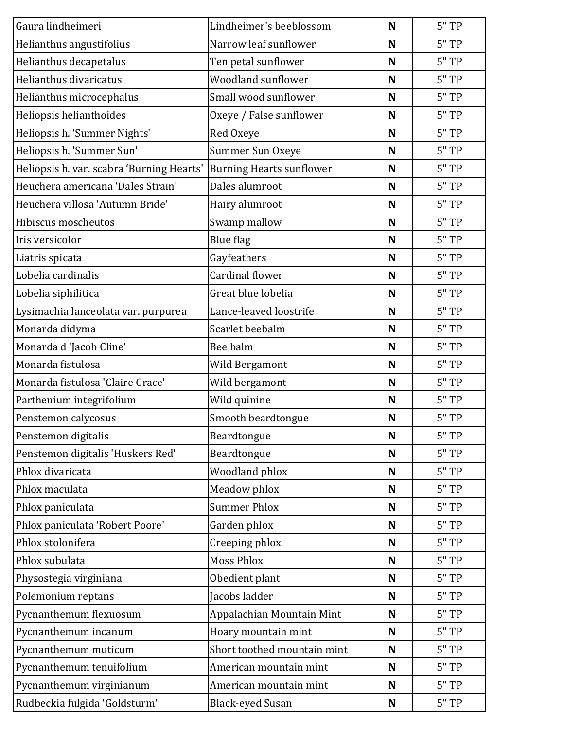| | | | |
|---|---|---|---|
| Gaura lindheimeri | Lindheimer's beeblossom | **N** | 5" TP |
| Helianthus angustifolius | Narrow leaf sunflower | **N** | 5" TP |
| Helianthus decapetalus | Ten petal sunflower | **N** | 5" TP |
| Helianthus divaricatus | Woodland sunflower | **N** | 5" TP |
| Helianthus microcephalus | Small wood sunflower | **N** | 5" TP |
| Heliopsis helianthoides | Oxeye / False sunflower | **N** | 5" TP |
| Heliopsis h. 'Summer Nights' | Red Oxeye | **N** | 5" TP |
| Heliopsis h. 'Summer Sun' | Summer Sun Oxeye | **N** | 5" TP |
| Heliopsis h. var. scabra ‘Burning Hearts' | Burning Hearts sunflower | **N** | 5" TP |
| Heuchera americana 'Dales Strain' | Dales alumroot | **N** | 5" TP |
| Heuchera villosa 'Autumn Bride' | Hairy alumroot | **N** | 5" TP |
| Hibiscus moscheutos | Swamp mallow | **N** | 5" TP |
| Iris versicolor | Blue flag | **N** | 5" TP |
| Liatris spicata | Gayfeathers | **N** | 5" TP |
| Lobelia cardinalis | Cardinal flower | **N** | 5" TP |
| Lobelia siphilitica | Great blue lobelia | **N** | 5" TP |
| Lysimachia lanceolata var. purpurea | Lance-leaved loostrife | **N** | 5" TP |
| Monarda didyma | Scarlet beebalm | **N** | 5" TP |
| Monarda d 'Jacob Cline' | Bee balm | **N** | 5" TP |
| Monarda fistulosa | Wild Bergamont | **N** | 5" TP |
| Monarda fistulosa 'Claire Grace' | Wild bergamont | **N** | 5" TP |
| Parthenium integrifolium | Wild quinine | **N** | 5" TP |
| Penstemon calycosus | Smooth beardtongue | **N** | 5" TP |
| Penstemon digitalis | Beardtongue | **N** | 5" TP |
| Penstemon digitalis 'Huskers Red' | Beardtongue | **N** | 5" TP |
| Phlox divaricata | Woodland phlox | **N** | 5" TP |
| Phlox maculata | Meadow phlox | **N** | 5" TP |
| Phlox paniculata | Summer Phlox | **N** | 5" TP |
| Phlox paniculata 'Robert Poore' | Garden phlox | **N** | 5" TP |
| Phlox stolonifera | Creeping phlox | **N** | 5" TP |
| Phlox subulata | Moss Phlox | **N** | 5" TP |
| Physostegia virginiana | Obedient plant | **N** | 5" TP |
| Polemonium reptans | Jacobs ladder | **N** | 5" TP |
| Pycnanthemum flexuosum | Appalachian Mountain Mint | **N** | 5" TP |
| Pycnanthemum incanum | Hoary mountain mint | **N** | 5" TP |
| Pycnanthemum muticum | Short toothed mountain mint | **N** | 5" TP |
| Pycnanthemum tenuifolium | American mountain mint | **N** | 5" TP |
| Pycnanthemum virginianum | American mountain mint | **N** | 5" TP |
| Rudbeckia fulgida 'Goldsturm' | Black-eyed Susan | **N** | 5" TP |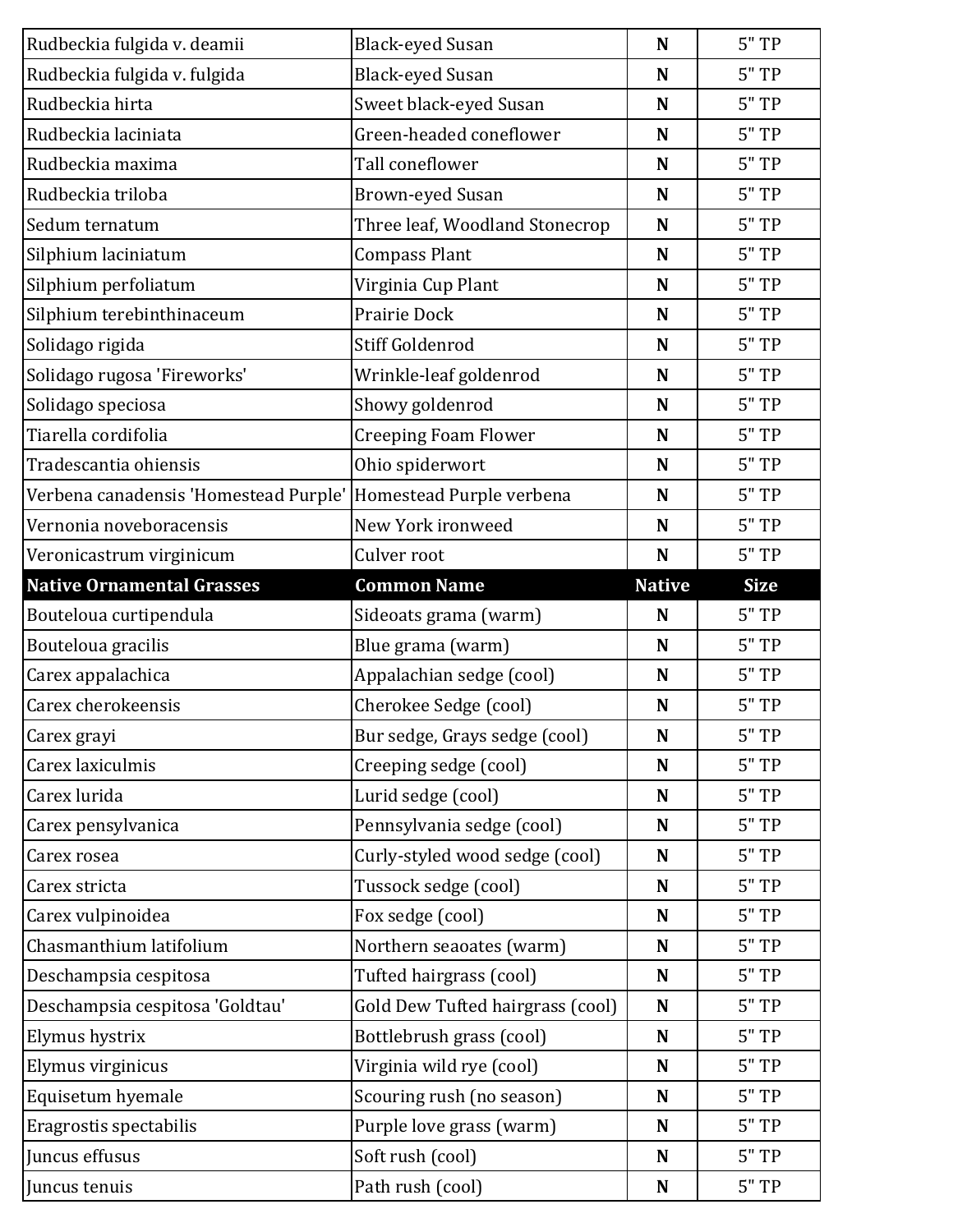| | | | |
|---|---|---|---|
| Rudbeckia fulgida v. deamii | Black-eyed Susan | **N** | 5" TP |
| Rudbeckia fulgida v. fulgida | Black-eyed Susan | **N** | 5" TP |
| Rudbeckia hirta | Sweet black-eyed Susan | **N** | 5" TP |
| Rudbeckia laciniata | Green-headed coneflower | **N** | 5" TP |
| Rudbeckia maxima | Tall coneflower | **N** | 5" TP |
| Rudbeckia triloba | Brown-eyed Susan | **N** | 5" TP |
| Sedum ternatum | Three leaf, Woodland Stonecrop | **N** | 5" TP |
| Silphium laciniatum | Compass Plant | **N** | 5" TP |
| Silphium perfoliatum | Virginia Cup Plant | **N** | 5" TP |
| Silphium terebinthinaceum | Prairie Dock | **N** | 5" TP |
| Solidago rigida | Stiff Goldenrod | **N** | 5" TP |
| Solidago rugosa 'Fireworks' | Wrinkle-leaf goldenrod | **N** | 5" TP |
| Solidago speciosa | Showy goldenrod | **N** | 5" TP |
| Tiarella cordifolia | Creeping Foam Flower | **N** | 5" TP |
| Tradescantia ohiensis | Ohio spiderwort | **N** | 5" TP |
| Verbena canadensis 'Homestead Purple' | Homestead Purple verbena | **N** | 5" TP |
| Vernonia noveboracensis | New York ironweed | **N** | 5" TP |
| Veronicastrum virginicum | Culver root | **N** | 5" TP |
| **Native Ornamental Grasses** | **Common Name** | **Native** | **Size** |
| Bouteloua curtipendula | Sideoats grama (warm) | **N** | 5" TP |
| Bouteloua gracilis | Blue grama (warm) | **N** | 5" TP |
| Carex appalachica | Appalachian sedge (cool) | **N** | 5" TP |
| Carex cherokeensis | Cherokee Sedge (cool) | **N** | 5" TP |
| Carex grayi | Bur sedge, Grays sedge (cool) | **N** | 5" TP |
| Carex laxiculmis | Creeping sedge (cool) | **N** | 5" TP |
| Carex lurida | Lurid sedge (cool) | **N** | 5" TP |
| Carex pensylvanica | Pennsylvania sedge (cool) | **N** | 5" TP |
| Carex rosea | Curly-styled wood sedge (cool) | **N** | 5" TP |
| Carex stricta | Tussock sedge (cool) | **N** | 5" TP |
| Carex vulpinoidea | Fox sedge (cool) | **N** | 5" TP |
| Chasmanthium latifolium | Northern seaoates (warm) | **N** | 5" TP |
| Deschampsia cespitosa | Tufted hairgrass (cool) | **N** | 5" TP |
| Deschampsia cespitosa 'Goldtau' | Gold Dew Tufted hairgrass (cool) | **N** | 5" TP |
| Elymus hystrix | Bottlebrush grass (cool) | **N** | 5" TP |
| Elymus virginicus | Virginia wild rye (cool) | **N** | 5" TP |
| Equisetum hyemale | Scouring rush (no season) | **N** | 5" TP |
| Eragrostis spectabilis | Purple love grass (warm) | **N** | 5" TP |
| Juncus effusus | Soft rush (cool) | **N** | 5" TP |
| Juncus tenuis | Path rush (cool) | **N** | 5" TP |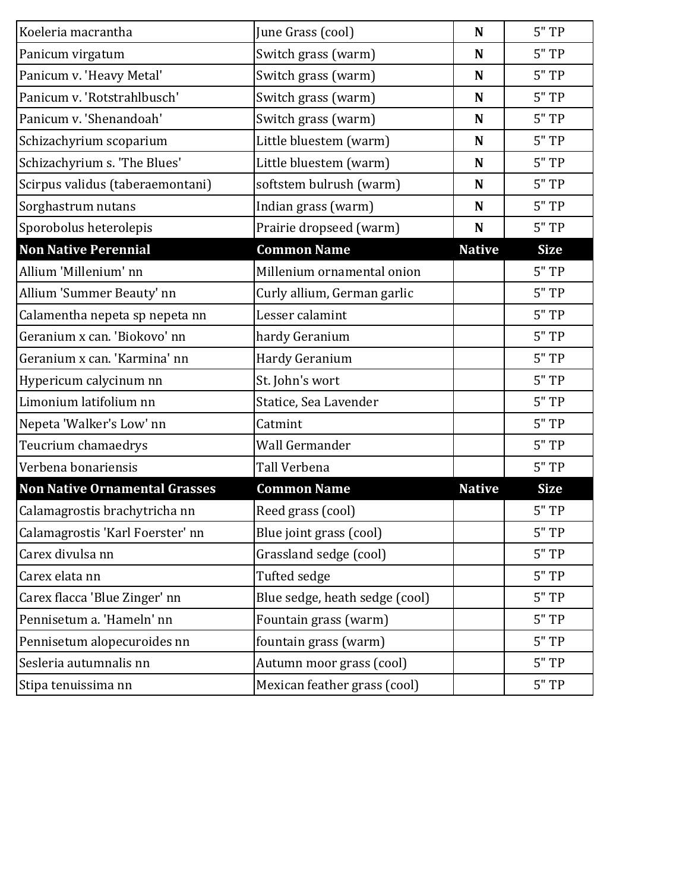| | | | |
|---|---|---|---|
| Koeleria macrantha | June Grass (cool) | **N** | 5" TP |
| Panicum virgatum | Switch grass (warm) | **N** | 5" TP |
| Panicum v. 'Heavy Metal' | Switch grass (warm) | **N** | 5" TP |
| Panicum v. 'Rotstrahlbusch' | Switch grass (warm) | **N** | 5" TP |
| Panicum v. 'Shenandoah' | Switch grass (warm) | **N** | 5" TP |
| Schizachyrium scoparium | Little bluestem (warm) | **N** | 5" TP |
| Schizachyrium s. 'The Blues' | Little bluestem (warm) | **N** | 5" TP |
| Scirpus validus (taberaemontani) | softstem bulrush (warm) | **N** | 5" TP |
| Sorghastrum nutans | Indian grass (warm) | **N** | 5" TP |
| Sporobolus heterolepis | Prairie dropseed (warm) | **N** | 5" TP |
| **Non Native Perennial** | **Common Name** | **Native** | **Size** |
| Allium 'Millenium' nn | Millenium ornamental onion | | 5" TP |
| Allium 'Summer Beauty' nn | Curly allium, German garlic | | 5" TP |
| Calamentha nepeta sp nepeta nn | Lesser calamint | | 5" TP |
| Geranium x can. 'Biokovo' nn | hardy Geranium | | 5" TP |
| Geranium x can. 'Karmina' nn | Hardy Geranium | | 5" TP |
| Hypericum calycinum nn | St. John's wort | | 5" TP |
| Limonium latifolium nn | Statice, Sea Lavender | | 5" TP |
| Nepeta 'Walker's Low' nn | Catmint | | 5" TP |
| Teucrium chamaedrys | Wall Germander | | 5" TP |
| Verbena bonariensis | Tall Verbena | | 5" TP |
| **Non Native Ornamental Grasses** | **Common Name** | **Native** | **Size** |
| Calamagrostis brachytricha nn | Reed grass (cool) | | 5" TP |
| Calamagrostis 'Karl Foerster' nn | Blue joint grass (cool) | | 5" TP |
| Carex divulsa nn | Grassland sedge (cool) | | 5" TP |
| Carex elata nn | Tufted sedge | | 5" TP |
| Carex flacca 'Blue Zinger' nn | Blue sedge, heath sedge (cool) | | 5" TP |
| Pennisetum a. 'Hameln' nn | Fountain grass (warm) | | 5" TP |
| Pennisetum alopecuroides nn | fountain grass (warm) | | 5" TP |
| Sesleria autumnalis nn | Autumn moor grass (cool) | | 5" TP |
| Stipa tenuissima nn | Mexican feather grass (cool) | | 5" TP |